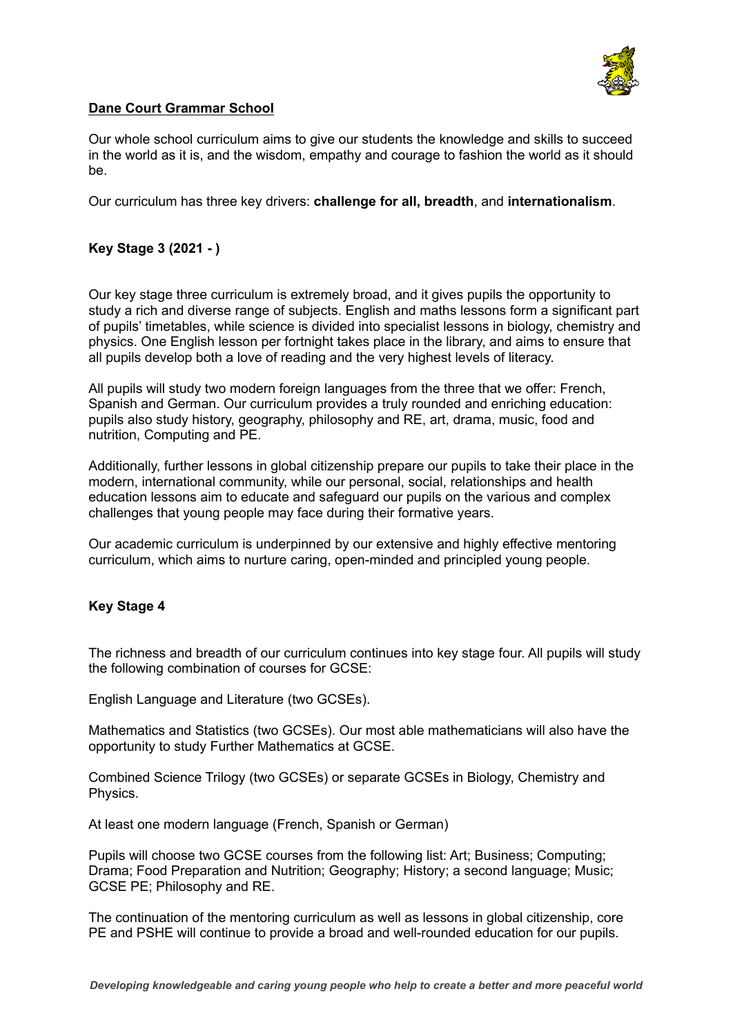**Dane Court Grammar School**

Our whole school curriculum aims to give our students the knowledge and skills to succeed in the world as it is, and the wisdom, empathy and courage to fashion the world as it should be.

Our curriculum has three key drivers: **challenge for all, breadth**, and **internationalism**.

### Key Stage 3 (2021 - )

Our key stage three curriculum is extremely broad, and it gives pupils the opportunity to study a rich and diverse range of subjects. English and maths lessons form a significant part of pupils' timetables, while science is divided into specialist lessons in biology, chemistry and physics. One English lesson per fortnight takes place in the library, and aims to ensure that all pupils develop both a love of reading and the very highest levels of literacy.

All pupils will study two modern foreign languages from the three that we offer: French, Spanish and German. Our curriculum provides a truly rounded and enriching education: pupils also study history, geography, philosophy and RE, art, drama, music, food and nutrition, Computing and PE.

Additionally, further lessons in global citizenship prepare our pupils to take their place in the modern, international community, while our personal, social, relationships and health education lessons aim to educate and safeguard our pupils on the various and complex challenges that young people may face during their formative years.

Our academic curriculum is underpinned by our extensive and highly effective mentoring curriculum, which aims to nurture caring, open-minded and principled young people.

### Key Stage 4

The richness and breadth of our curriculum continues into key stage four. All pupils will study the following combination of courses for GCSE:

English Language and Literature (two GCSEs).

Mathematics and Statistics (two GCSEs). Our most able mathematicians will also have the opportunity to study Further Mathematics at GCSE.

Combined Science Trilogy (two GCSEs) or separate GCSEs in Biology, Chemistry and Physics.

At least one modern language (French, Spanish or German)

Pupils will choose two GCSE courses from the following list: Art; Business; Computing; Drama; Food Preparation and Nutrition; Geography; History; a second language; Music; GCSE PE; Philosophy and RE.

The continuation of the mentoring curriculum as well as lessons in global citizenship, core PE and PSHE will continue to provide a broad and well-rounded education for our pupils.

***Developing knowledgeable and caring young people who help to create a better and more peaceful world***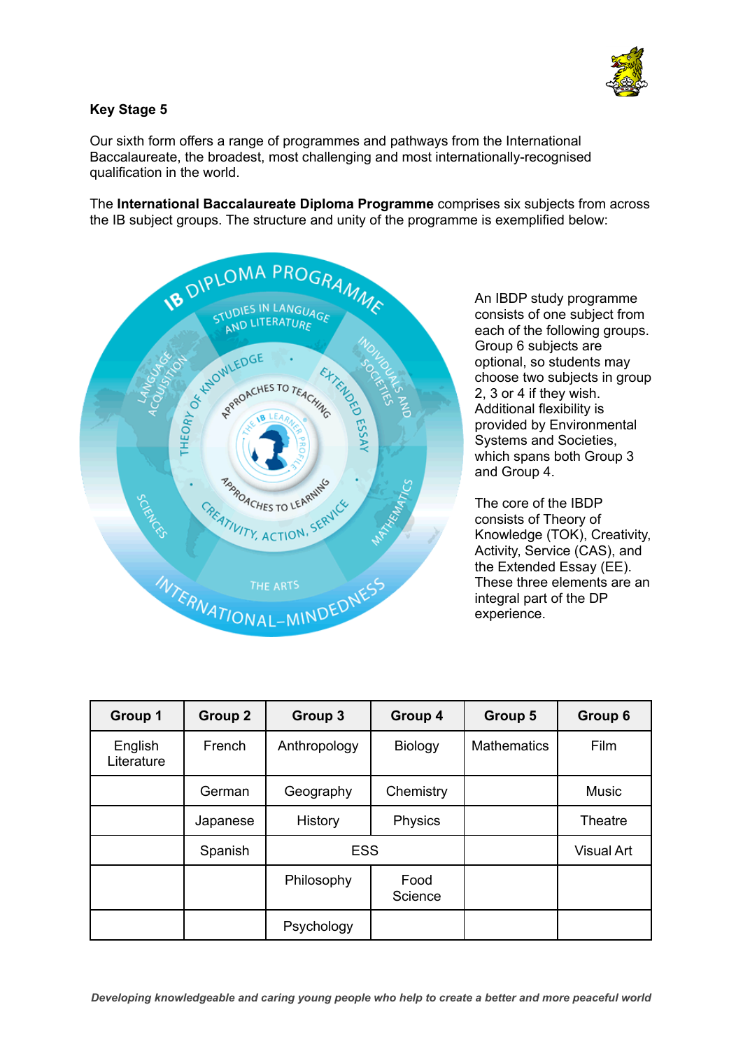## Key Stage 5

Our sixth form offers a range of programmes and pathways from the International Baccalaureate, the broadest, most challenging and most internationally-recognised qualification in the world.

The **International Baccalaureate Diploma Programme** comprises six subjects from across the IB subject groups. The structure and unity of the programme is exemplified below:

An IBDP study programme consists of one subject from each of the following groups. Group 6 subjects are optional, so students may choose two subjects in group 2, 3 or 4 if they wish. Additional flexibility is provided by Environmental Systems and Societies, which spans both Group 3 and Group 4.

The core of the IBDP consists of Theory of Knowledge (TOK), Creativity, Activity, Service (CAS), and the Extended Essay (EE). These three elements are an integral part of the DP experience.

| Group 1 | Group 2 | Group 3 | Group 4 | Group 5 | Group 6 |
|---|---|---|---|---|---|
| English Literature | French | Anthropology | Biology | Mathematics | Film |
| | German | Geography | Chemistry | | Music |
| | Japanese | History | Physics | | Theatre |
| | Spanish | ESS | ESS | | Visual Art |
| | | Philosophy | Food Science | | |
| | | Psychology | | | |

***Developing knowledgeable and caring young people who help to create a better and more peaceful world***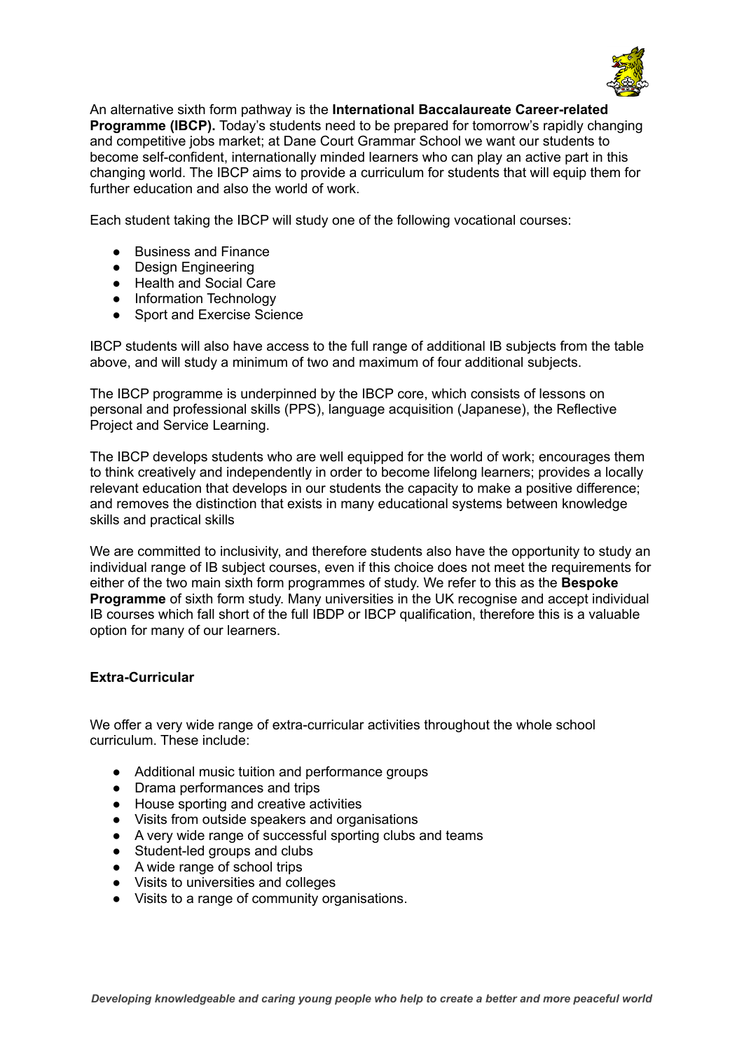An alternative sixth form pathway is the **International Baccalaureate Career-related Programme (IBCP).** Today's students need to be prepared for tomorrow's rapidly changing and competitive jobs market; at Dane Court Grammar School we want our students to become self-confident, internationally minded learners who can play an active part in this changing world. The IBCP aims to provide a curriculum for students that will equip them for further education and also the world of work.

Each student taking the IBCP will study one of the following vocational courses:

- Business and Finance
- Design Engineering
- Health and Social Care
- Information Technology
- Sport and Exercise Science

IBCP students will also have access to the full range of additional IB subjects from the table above, and will study a minimum of two and maximum of four additional subjects.

The IBCP programme is underpinned by the IBCP core, which consists of lessons on personal and professional skills (PPS), language acquisition (Japanese), the Reflective Project and Service Learning.

The IBCP develops students who are well equipped for the world of work; encourages them to think creatively and independently in order to become lifelong learners; provides a locally relevant education that develops in our students the capacity to make a positive difference; and removes the distinction that exists in many educational systems between knowledge skills and practical skills

We are committed to inclusivity, and therefore students also have the opportunity to study an individual range of IB subject courses, even if this choice does not meet the requirements for either of the two main sixth form programmes of study. We refer to this as the **Bespoke Programme** of sixth form study. Many universities in the UK recognise and accept individual IB courses which fall short of the full IBDP or IBCP qualification, therefore this is a valuable option for many of our learners.

**Extra-Curricular**

We offer a very wide range of extra-curricular activities throughout the whole school curriculum. These include:

- Additional music tuition and performance groups
- Drama performances and trips
- House sporting and creative activities
- Visits from outside speakers and organisations
- A very wide range of successful sporting clubs and teams
- Student-led groups and clubs
- A wide range of school trips
- Visits to universities and colleges
- Visits to a range of community organisations.